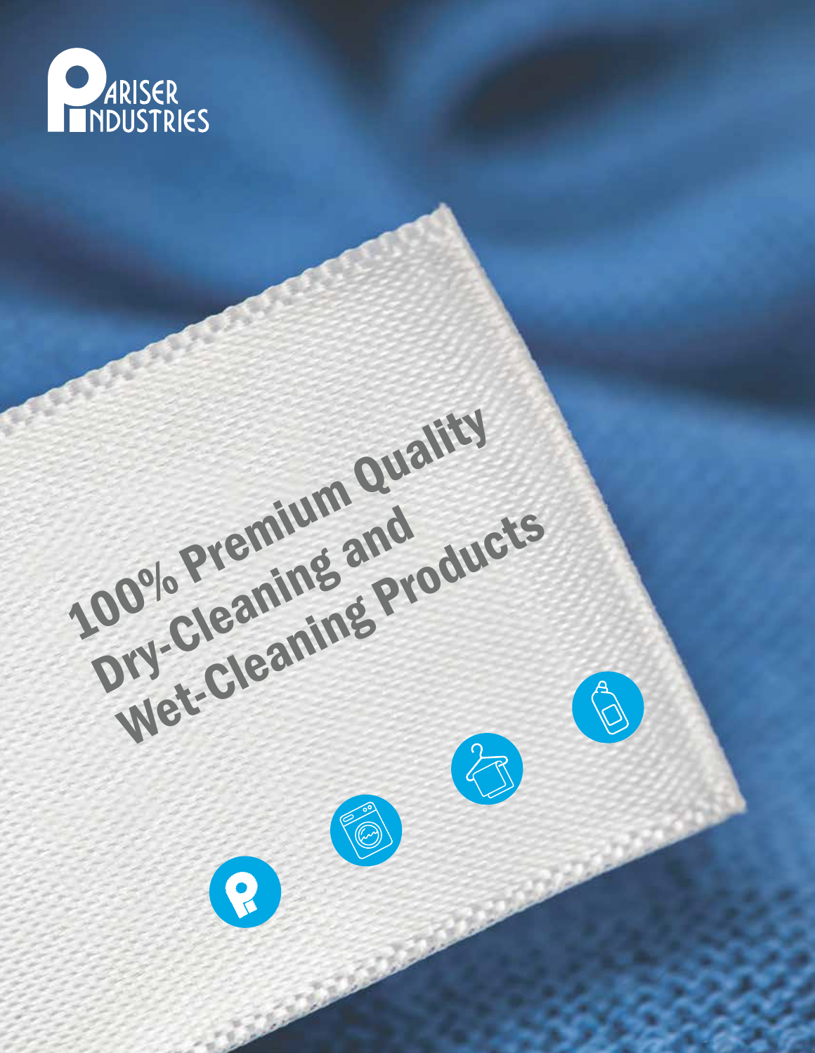PARISER INDUSTRIES

# 100% Premium Quality Dry-Cleaning and Wet-Cleaning Products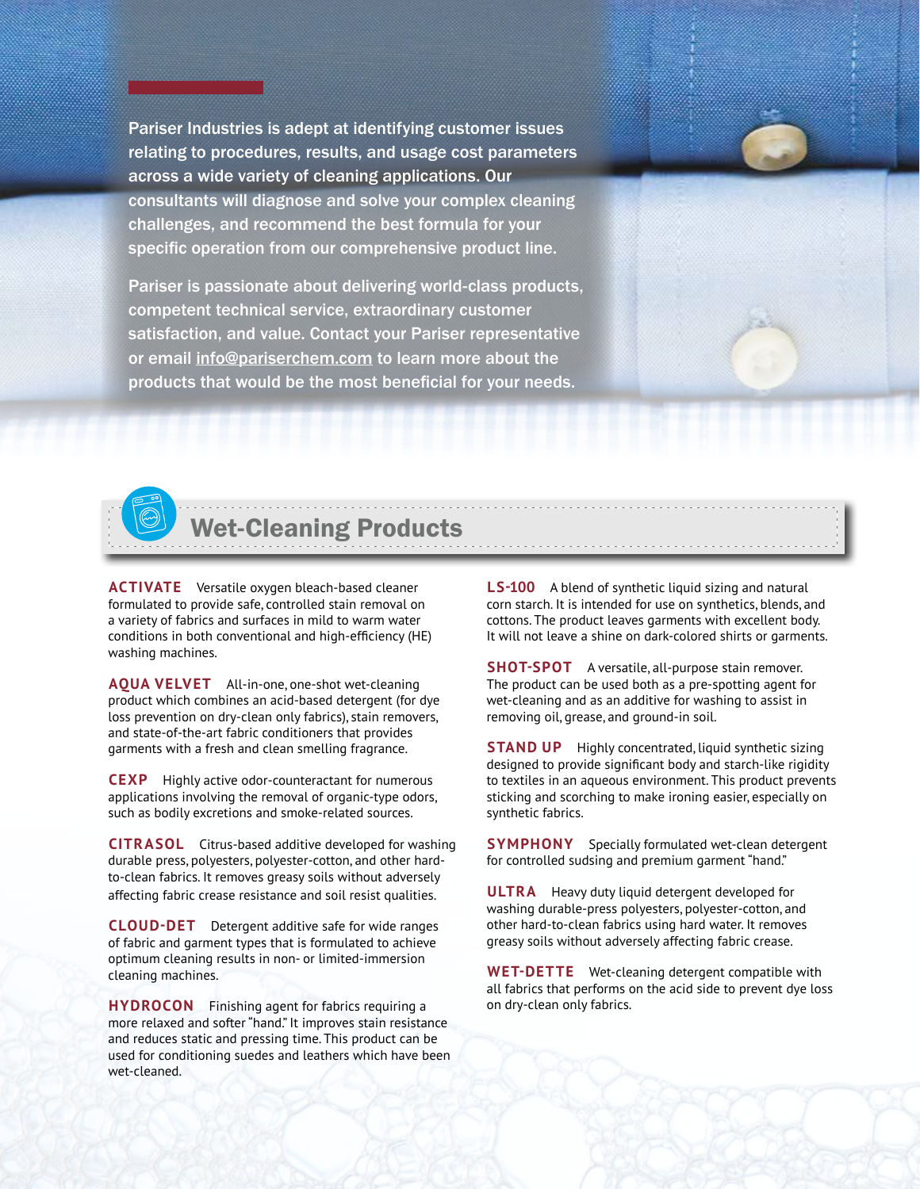Pariser Industries is adept at identifying customer issues relating to procedures, results, and usage cost parameters across a wide variety of cleaning applications. Our consultants will diagnose and solve your complex cleaning challenges, and recommend the best formula for your specific operation from our comprehensive product line.

Pariser is passionate about delivering world-class products, competent technical service, extraordinary customer satisfaction, and value. Contact your Pariser representative or email info@pariserchem.com to learn more about the products that would be the most beneficial for your needs.

## Wet-Cleaning Products

**ACTIVATE** Versatile oxygen bleach-based cleaner formulated to provide safe, controlled stain removal on a variety of fabrics and surfaces in mild to warm water conditions in both conventional and high-efficiency (HE) washing machines.

**AQUA VELVET** All-in-one, one-shot wet-cleaning product which combines an acid-based detergent (for dye loss prevention on dry-clean only fabrics), stain removers, and state-of-the-art fabric conditioners that provides garments with a fresh and clean smelling fragrance.

**CEXP** Highly active odor-counteractant for numerous applications involving the removal of organic-type odors, such as bodily excretions and smoke-related sources.

**CITRASOL** Citrus-based additive developed for washing durable press, polyesters, polyester-cotton, and other hard-to-clean fabrics. It removes greasy soils without adversely affecting fabric crease resistance and soil resist qualities.

**CLOUD-DET** Detergent additive safe for wide ranges of fabric and garment types that is formulated to achieve optimum cleaning results in non- or limited-immersion cleaning machines.

**HYDROCON** Finishing agent for fabrics requiring a more relaxed and softer "hand." It improves stain resistance and reduces static and pressing time. This product can be used for conditioning suedes and leathers which have been wet-cleaned.

**LS-100** A blend of synthetic liquid sizing and natural corn starch. It is intended for use on synthetics, blends, and cottons. The product leaves garments with excellent body. It will not leave a shine on dark-colored shirts or garments.

**SHOT-SPOT** A versatile, all-purpose stain remover. The product can be used both as a pre-spotting agent for wet-cleaning and as an additive for washing to assist in removing oil, grease, and ground-in soil.

**STAND UP** Highly concentrated, liquid synthetic sizing designed to provide significant body and starch-like rigidity to textiles in an aqueous environment. This product prevents sticking and scorching to make ironing easier, especially on synthetic fabrics.

**SYMPHONY** Specially formulated wet-clean detergent for controlled sudsing and premium garment "hand."

**ULTRA** Heavy duty liquid detergent developed for washing durable-press polyesters, polyester-cotton, and other hard-to-clean fabrics using hard water. It removes greasy soils without adversely affecting fabric crease.

**WET-DETTE** Wet-cleaning detergent compatible with all fabrics that performs on the acid side to prevent dye loss on dry-clean only fabrics.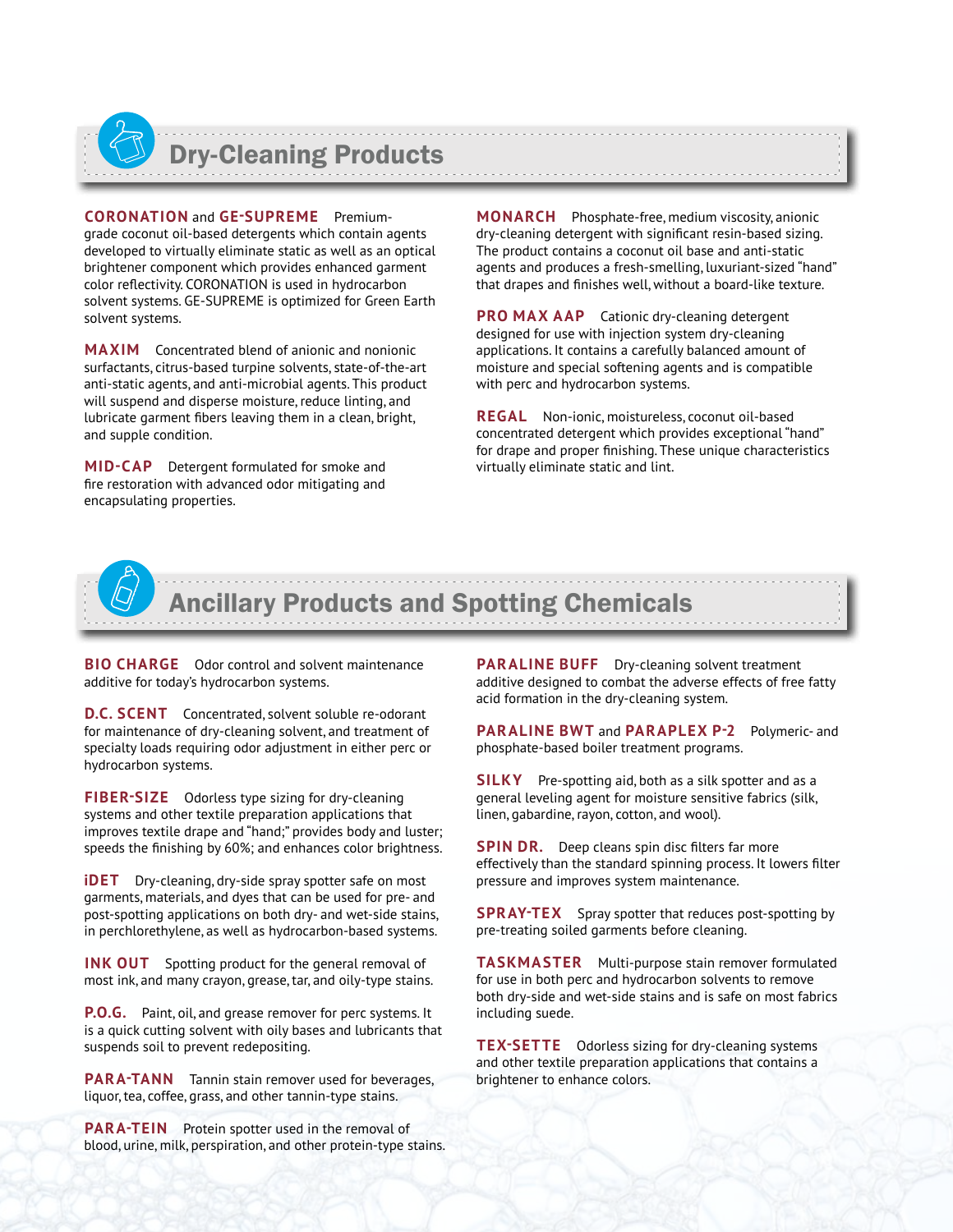## Dry-Cleaning Products

**CORONATION** and **GE-SUPREME** Premium-grade coconut oil-based detergents which contain agents developed to virtually eliminate static as well as an optical brightener component which provides enhanced garment color reflectivity. CORONATION is used in hydrocarbon solvent systems. GE-SUPREME is optimized for Green Earth solvent systems.

**MAXIM** Concentrated blend of anionic and nonionic surfactants, citrus-based turpine solvents, state-of-the-art anti-static agents, and anti-microbial agents. This product will suspend and disperse moisture, reduce linting, and lubricate garment fibers leaving them in a clean, bright, and supple condition.

**MID-CAP** Detergent formulated for smoke and fire restoration with advanced odor mitigating and encapsulating properties.

**MONARCH** Phosphate-free, medium viscosity, anionic dry-cleaning detergent with significant resin-based sizing. The product contains a coconut oil base and anti-static agents and produces a fresh-smelling, luxuriant-sized "hand" that drapes and finishes well, without a board-like texture.

**PRO MAX AAP** Cationic dry-cleaning detergent designed for use with injection system dry-cleaning applications. It contains a carefully balanced amount of moisture and special softening agents and is compatible with perc and hydrocarbon systems.

**REGAL** Non-ionic, moistureless, coconut oil-based concentrated detergent which provides exceptional "hand" for drape and proper finishing. These unique characteristics virtually eliminate static and lint.

## Ancillary Products and Spotting Chemicals

**BIO CHARGE** Odor control and solvent maintenance additive for today's hydrocarbon systems.

**D.C. SCENT** Concentrated, solvent soluble re-odorant for maintenance of dry-cleaning solvent, and treatment of specialty loads requiring odor adjustment in either perc or hydrocarbon systems.

**FIBER-SIZE** Odorless type sizing for dry-cleaning systems and other textile preparation applications that improves textile drape and "hand;" provides body and luster; speeds the finishing by 60%; and enhances color brightness.

**iDET** Dry-cleaning, dry-side spray spotter safe on most garments, materials, and dyes that can be used for pre- and post-spotting applications on both dry- and wet-side stains, in perchlorethylene, as well as hydrocarbon-based systems.

**INK OUT** Spotting product for the general removal of most ink, and many crayon, grease, tar, and oily-type stains.

**P.O.G.** Paint, oil, and grease remover for perc systems. It is a quick cutting solvent with oily bases and lubricants that suspends soil to prevent redepositing.

**PARA-TANN** Tannin stain remover used for beverages, liquor, tea, coffee, grass, and other tannin-type stains.

**PARA-TEIN** Protein spotter used in the removal of blood, urine, milk, perspiration, and other protein-type stains.

**PARALINE BUFF** Dry-cleaning solvent treatment additive designed to combat the adverse effects of free fatty acid formation in the dry-cleaning system.

**PARALINE BWT** and **PARAPLEX P-2** Polymeric- and phosphate-based boiler treatment programs.

**SILKY** Pre-spotting aid, both as a silk spotter and as a general leveling agent for moisture sensitive fabrics (silk, linen, gabardine, rayon, cotton, and wool).

**SPIN DR.** Deep cleans spin disc filters far more effectively than the standard spinning process. It lowers filter pressure and improves system maintenance.

**SPRAY-TEX** Spray spotter that reduces post-spotting by pre-treating soiled garments before cleaning.

**TASKMASTER** Multi-purpose stain remover formulated for use in both perc and hydrocarbon solvents to remove both dry-side and wet-side stains and is safe on most fabrics including suede.

**TEX-SETTE** Odorless sizing for dry-cleaning systems and other textile preparation applications that contains a brightener to enhance colors.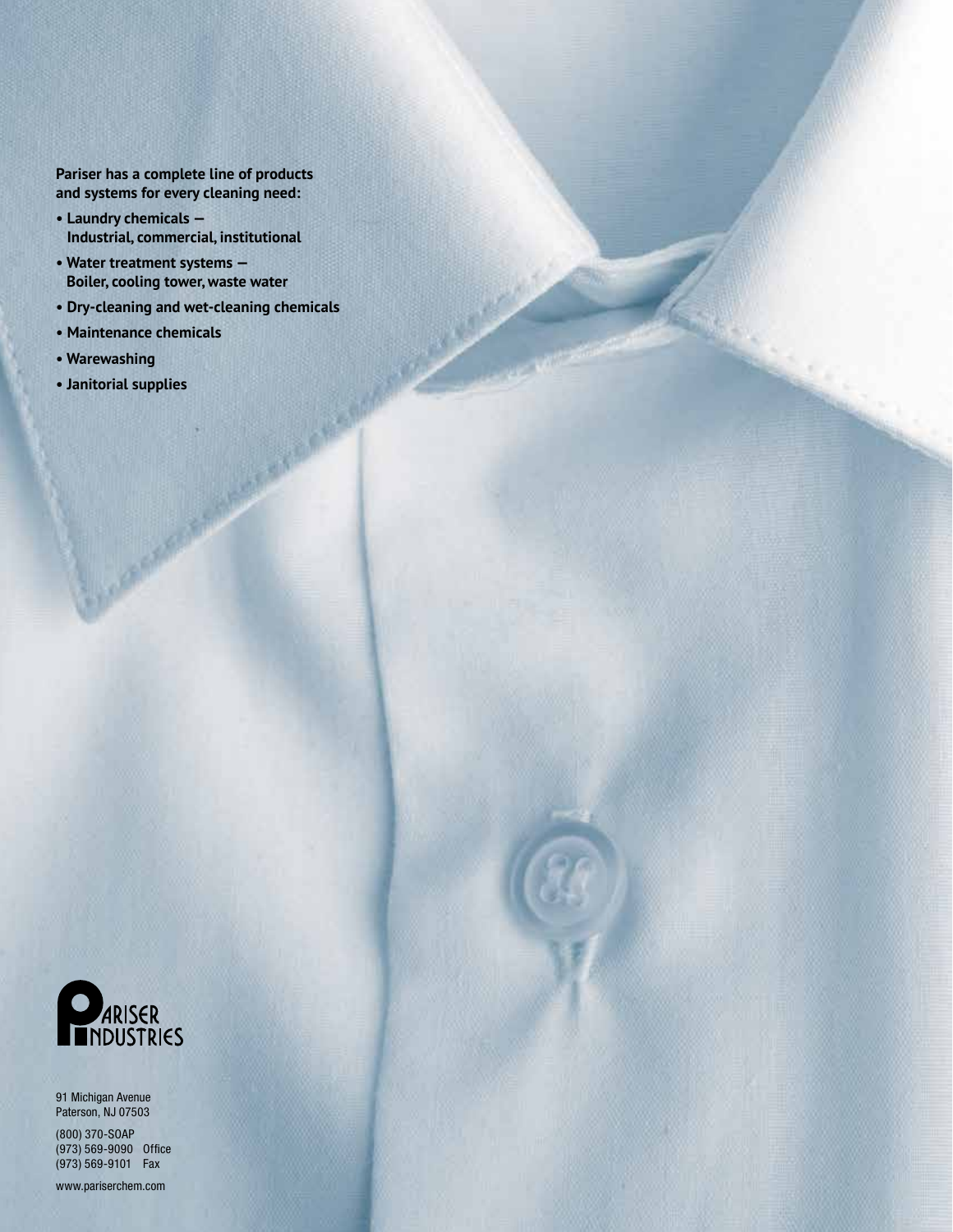**Pariser has a complete line of products and systems for every cleaning need:**

- **Laundry chemicals — Industrial, commercial, institutional**
- **Water treatment systems — Boiler, cooling tower, waste water**
- **Dry-cleaning and wet-cleaning chemicals**
- **Maintenance chemicals**
- **Warewashing**
- **Janitorial supplies**

PARISER INDUSTRIES

91 Michigan Avenue
Paterson, NJ 07503

(800) 370-SOAP
(973) 569-9090 Office
(973) 569-9101 Fax

www.pariserchem.com